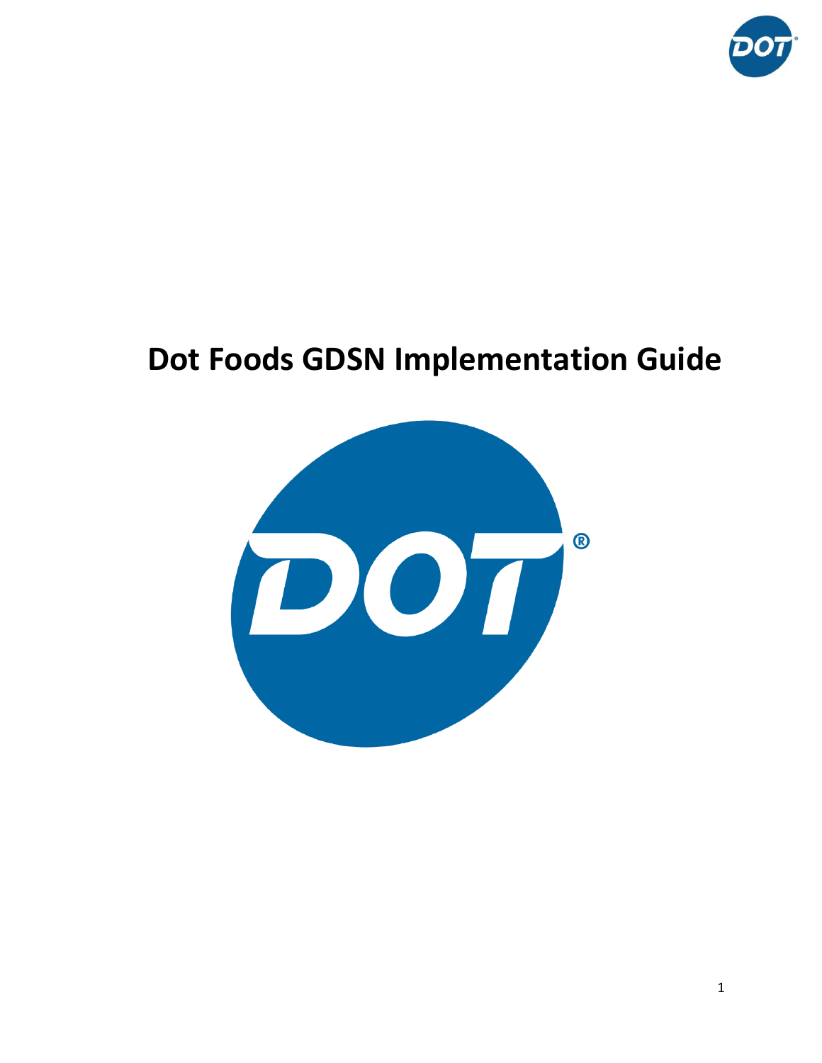# Dot Foods GDSN Implementation Guide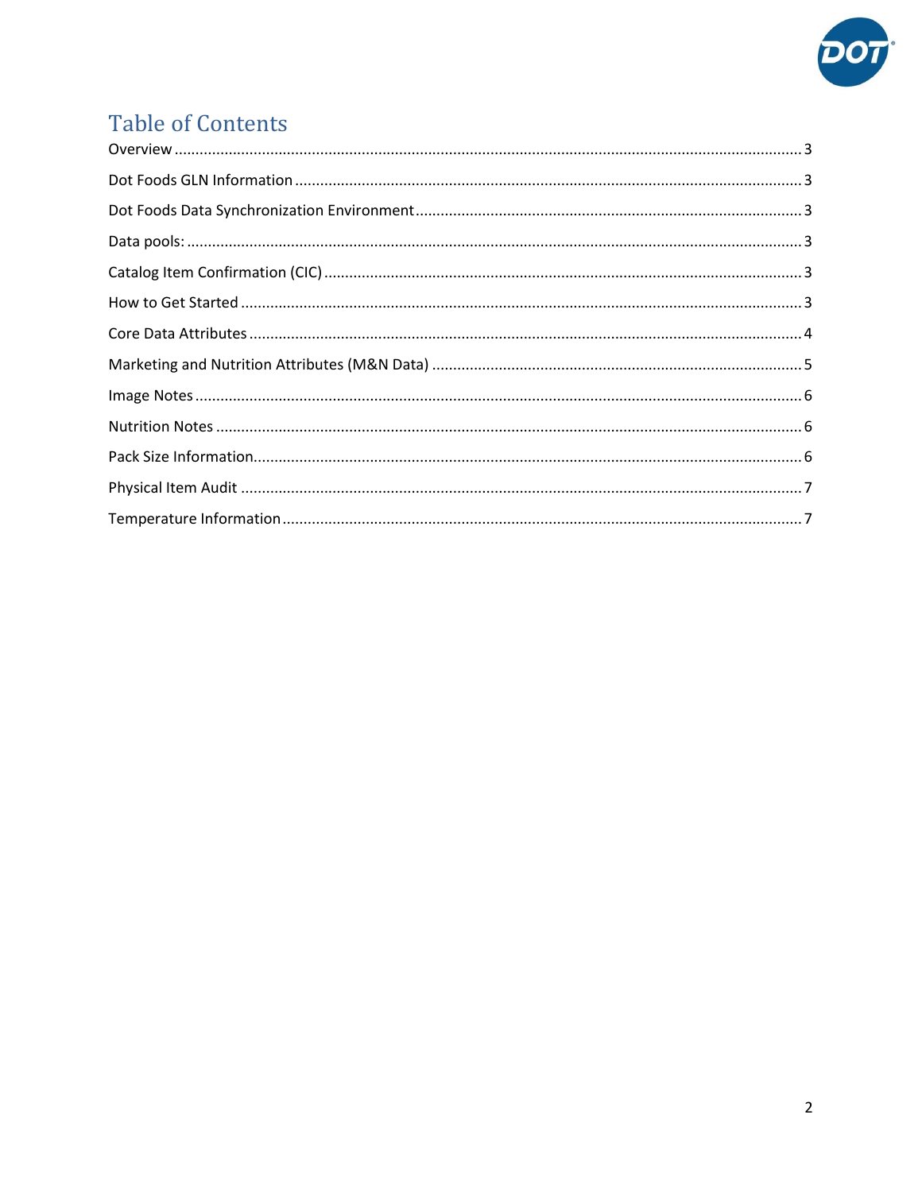# Table of Contents

Overview ........................................................................................................................................ 3

Dot Foods GLN Information ........................................................................................................ 3

Dot Foods Data Synchronization Environment ............................................................................ 3

Data pools: .................................................................................................................................. 3

Catalog Item Confirmation (CIC) .................................................................................................. 3

How to Get Started ..................................................................................................................... 3

Core Data Attributes ................................................................................................................... 4

Marketing and Nutrition Attributes (M&N Data) ........................................................................ 5

Image Notes ................................................................................................................................ 6

Nutrition Notes ........................................................................................................................... 6

Pack Size Information.................................................................................................................. 6

Physical Item Audit ..................................................................................................................... 7

Temperature Information ............................................................................................................ 7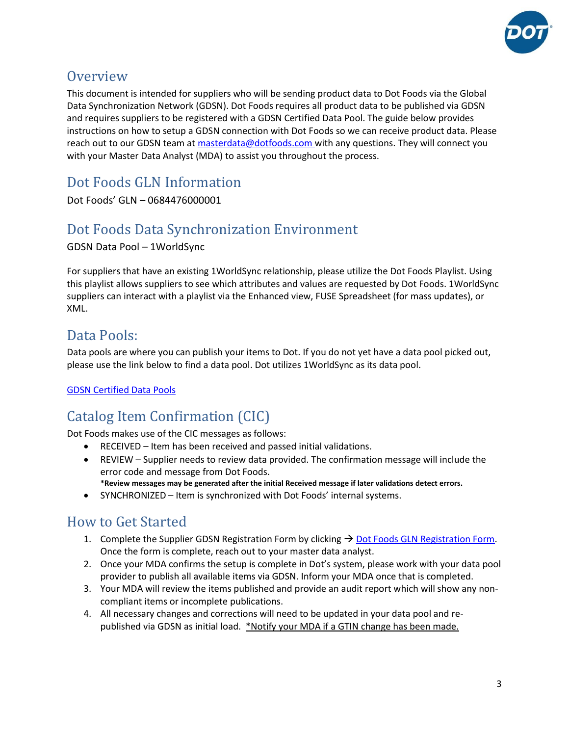## Overview

This document is intended for suppliers who will be sending product data to Dot Foods via the Global Data Synchronization Network (GDSN). Dot Foods requires all product data to be published via GDSN and requires suppliers to be registered with a GDSN Certified Data Pool. The guide below provides instructions on how to setup a GDSN connection with Dot Foods so we can receive product data. Please reach out to our GDSN team at [masterdata@dotfoods.com](mailto:masterdata@dotfoods.com) with any questions. They will connect you with your Master Data Analyst (MDA) to assist you throughout the process.

## Dot Foods GLN Information

Dot Foods' GLN – 0684476000001

## Dot Foods Data Synchronization Environment

GDSN Data Pool – 1WorldSync

For suppliers that have an existing 1WorldSync relationship, please utilize the Dot Foods Playlist. Using this playlist allows suppliers to see which attributes and values are requested by Dot Foods. 1WorldSync suppliers can interact with a playlist via the Enhanced view, FUSE Spreadsheet (for mass updates), or XML.

## Data Pools:

Data pools are where you can publish your items to Dot. If you do not yet have a data pool picked out, please use the link below to find a data pool. Dot utilizes 1WorldSync as its data pool.

[GDSN Certified Data Pools]()

## Catalog Item Confirmation (CIC)

Dot Foods makes use of the CIC messages as follows:

- RECEIVED – Item has been received and passed initial validations.
- REVIEW – Supplier needs to review data provided. The confirmation message will include the error code and message from Dot Foods.
  **\*Review messages may be generated after the initial Received message if later validations detect errors.**
- SYNCHRONIZED – Item is synchronized with Dot Foods' internal systems.

## How to Get Started

1. Complete the Supplier GDSN Registration Form by clicking → [Dot Foods GLN Registration Form](). Once the form is complete, reach out to your master data analyst.
2. Once your MDA confirms the setup is complete in Dot's system, please work with your data pool provider to publish all available items via GDSN. Inform your MDA once that is completed.
3. Your MDA will review the items published and provide an audit report which will show any non-compliant items or incomplete publications.
4. All necessary changes and corrections will need to be updated in your data pool and re-published via GDSN as initial load. <u>*Notify your MDA if a GTIN change has been made.</u>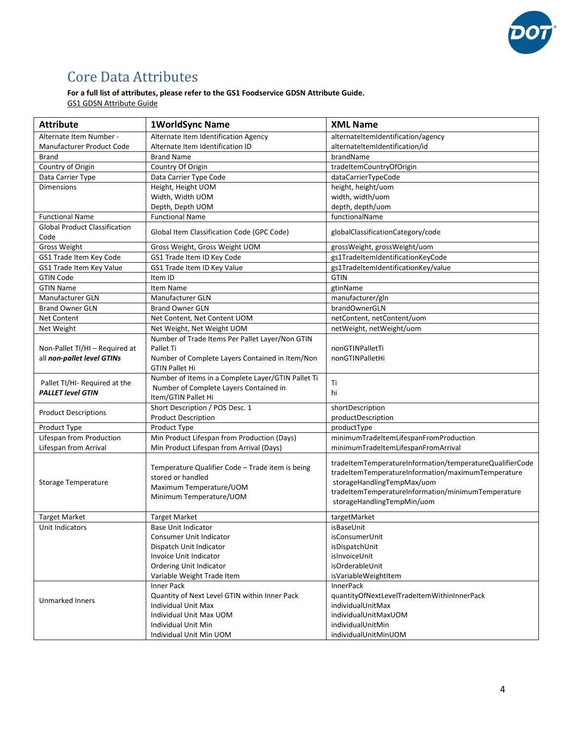## Core Data Attributes

**For a full list of attributes, please refer to the GS1 Foodservice GDSN Attribute Guide.**
GS1 GDSN Attribute Guide

| Attribute | 1WorldSync Name | XML Name |
|---|---|---|
| Alternate Item Number - Manufacturer Product Code | Alternate Item Identification Agency<br>Alternate Item Identification ID | alternateItemIdentification/agency<br>alternateItemIdentification/id |
| Brand | Brand Name | brandName |
| Country of Origin | Country Of Origin | tradeItemCountryOfOrigin |
| Data Carrier Type | Data Carrier Type Code | dataCarrierTypeCode |
| Dimensions | Height, Height UOM<br>Width, Width UOM<br>Depth, Depth UOM | height, height/uom<br>width, width/uom<br>depth, depth/uom |
| Functional Name | Functional Name | functionalName |
| Global Product Classification Code | Global Item Classification Code (GPC Code) | globalClassificationCategory/code |
| Gross Weight | Gross Weight, Gross Weight UOM | grossWeight, grossWeight/uom |
| GS1 Trade Item Key Code | GS1 Trade Item ID Key Code | gs1TradeItemIdentificationKeyCode |
| GS1 Trade Item Key Value | GS1 Trade Item ID Key Value | gs1TradeItemIdentificationKey/value |
| GTIN Code | Item ID | GTIN |
| GTIN Name | Item Name | gtinName |
| Manufacturer GLN | Manufacturer GLN | manufacturer/gln |
| Brand Owner GLN | Brand Owner GLN | brandOwnerGLN |
| Net Content | Net Content, Net Content UOM | netContent, netContent/uom |
| Net Weight | Net Weight, Net Weight UOM | netWeight, netWeight/uom |
| Non-Pallet TI/HI – Required at all ***non-pallet level GTINs*** | Number of Trade Items Per Pallet Layer/Non GTIN Pallet Ti<br>Number of Complete Layers Contained in Item/Non GTIN Pallet Hi | nonGTINPalletTi<br>nonGTINPalletHi |
| Pallet TI/HI- Required at the ***PALLET level GTIN*** | Number of Items in a Complete Layer/GTIN Pallet Ti<br>Number of Complete Layers Contained in Item/GTIN Pallet Hi | Ti<br>hi |
| Product Descriptions | Short Description / POS Desc. 1<br>Product Description | shortDescription<br>productDescription |
| Product Type | Product Type | productType |
| Lifespan from Production | Min Product Lifespan from Production (Days) | minimumTradeItemLifespanFromProduction |
| Lifespan from Arrival | Min Product Lifespan from Arrival (Days) | minimumTradeItemLifespanFromArrival |
| Storage Temperature | Temperature Qualifier Code – Trade item is being stored or handled<br>Maximum Temperature/UOM<br>Minimum Temperature/UOM | tradeItemTemperatureInformation/temperatureQualifierCode<br>tradeItemTemperatureInformation/maximumTemperature<br>storageHandlingTempMax/uom<br>tradeItemTemperatureInformation/minimumTemperature<br>storageHandlingTempMin/uom |
| Target Market | Target Market | targetMarket |
| Unit Indicators | Base Unit Indicator<br>Consumer Unit Indicator<br>Dispatch Unit Indicator<br>Invoice Unit Indicator<br>Ordering Unit Indicator<br>Variable Weight Trade Item | isBaseUnit<br>isConsumerUnit<br>isDispatchUnit<br>isInvoiceUnit<br>isOrderableUnit<br>isVariableWeightItem |
| Unmarked Inners | Inner Pack<br>Quantity of Next Level GTIN within Inner Pack<br>Individual Unit Max<br>Individual Unit Max UOM<br>Individual Unit Min<br>Individual Unit Min UOM | InnerPack<br>quantityOfNextLevelTradeItemWithinInnerPack<br>individualUnitMax<br>individualUnitMaxUOM<br>individualUnitMin<br>individualUnitMinUOM |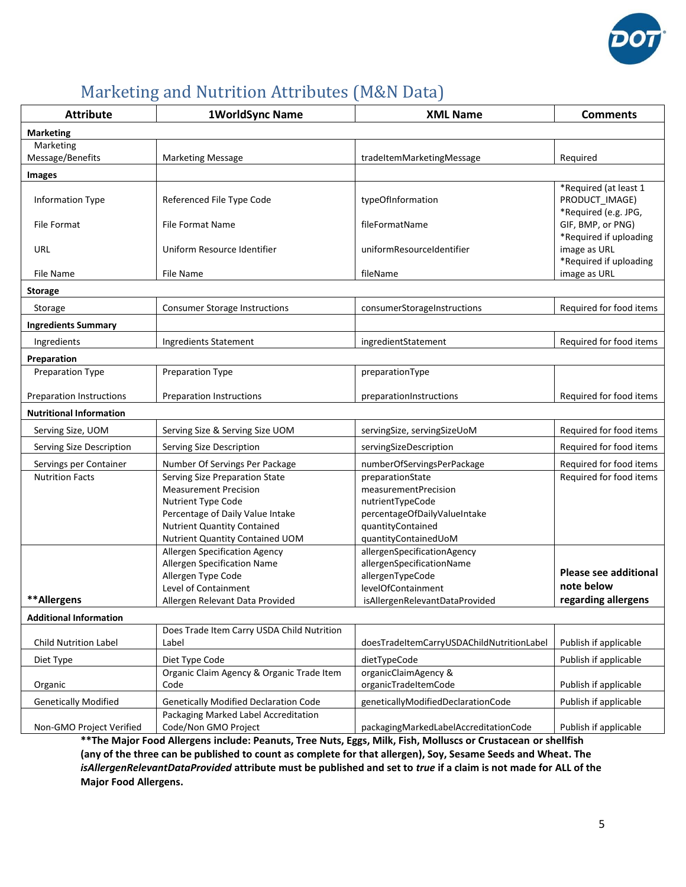# Marketing and Nutrition Attributes (M&N Data)

| Attribute | 1WorldSync Name | XML Name | Comments |
|---|---|---|---|
| **Marketing** | | | |
| Marketing Message/Benefits | Marketing Message | tradeItemMarketingMessage | Required |
| **Images** | | | |
| Information Type | Referenced File Type Code | typeOfInformation | *Required (at least 1 PRODUCT_IMAGE) |
| File Format | File Format Name | fileFormatName | *Required (e.g. JPG, GIF, BMP, or PNG) |
| URL | Uniform Resource Identifier | uniformResourceIdentifier | *Required if uploading image as URL |
| File Name | File Name | fileName | *Required if uploading image as URL |
| **Storage** | | | |
| Storage | Consumer Storage Instructions | consumerStorageInstructions | Required for food items |
| **Ingredients Summary** | | | |
| Ingredients | Ingredients Statement | ingredientStatement | Required for food items |
| **Preparation** | | | |
| Preparation Type | Preparation Type | preparationType | |
| Preparation Instructions | Preparation Instructions | preparationInstructions | Required for food items |
| **Nutritional Information** | | | |
| Serving Size, UOM | Serving Size & Serving Size UOM | servingSize, servingSizeUoM | Required for food items |
| Serving Size Description | Serving Size Description | servingSizeDescription | Required for food items |
| Servings per Container | Number Of Servings Per Package | numberOfServingsPerPackage | Required for food items |
| Nutrition Facts | Serving Size Preparation State<br>Measurement Precision<br>Nutrient Type Code<br>Percentage of Daily Value Intake<br>Nutrient Quantity Contained<br>Nutrient Quantity Contained UOM | preparationState<br>measurementPrecision<br>nutrientTypeCode<br>percentageOfDailyValueIntake<br>quantityContained<br>quantityContainedUoM | Required for food items |
| ****Allergens** | Allergen Specification Agency<br>Allergen Specification Name<br>Allergen Type Code<br>Level of Containment<br>Allergen Relevant Data Provided | allergenSpecificationAgency<br>allergenSpecificationName<br>allergenTypeCode<br>levelOfContainment<br>isAllergenRelevantDataProvided | **Please see additional note below regarding allergens** |
| **Additional Information** | | | |
| Child Nutrition Label | Does Trade Item Carry USDA Child Nutrition Label | doesTradeItemCarryUSDAChildNutritionLabel | Publish if applicable |
| Diet Type | Diet Type Code | dietTypeCode | Publish if applicable |
| Organic | Organic Claim Agency & Organic Trade Item Code | organicClaimAgency & organicTradeItemCode | Publish if applicable |
| Genetically Modified | Genetically Modified Declaration Code | geneticallyModifiedDeclarationCode | Publish if applicable |
| Non-GMO Project Verified | Packaging Marked Label Accreditation Code/Non GMO Project | packagingMarkedLabelAccreditationCode | Publish if applicable |

****The Major Food Allergens include: Peanuts, Tree Nuts, Eggs, Milk, Fish, Molluscs or Crustacean or shellfish (any of the three can be published to count as complete for that allergen), Soy, Sesame Seeds and Wheat. The *isAllergenRelevantDataProvided* attribute must be published and set to *true* if a claim is not made for ALL of the Major Food Allergens.**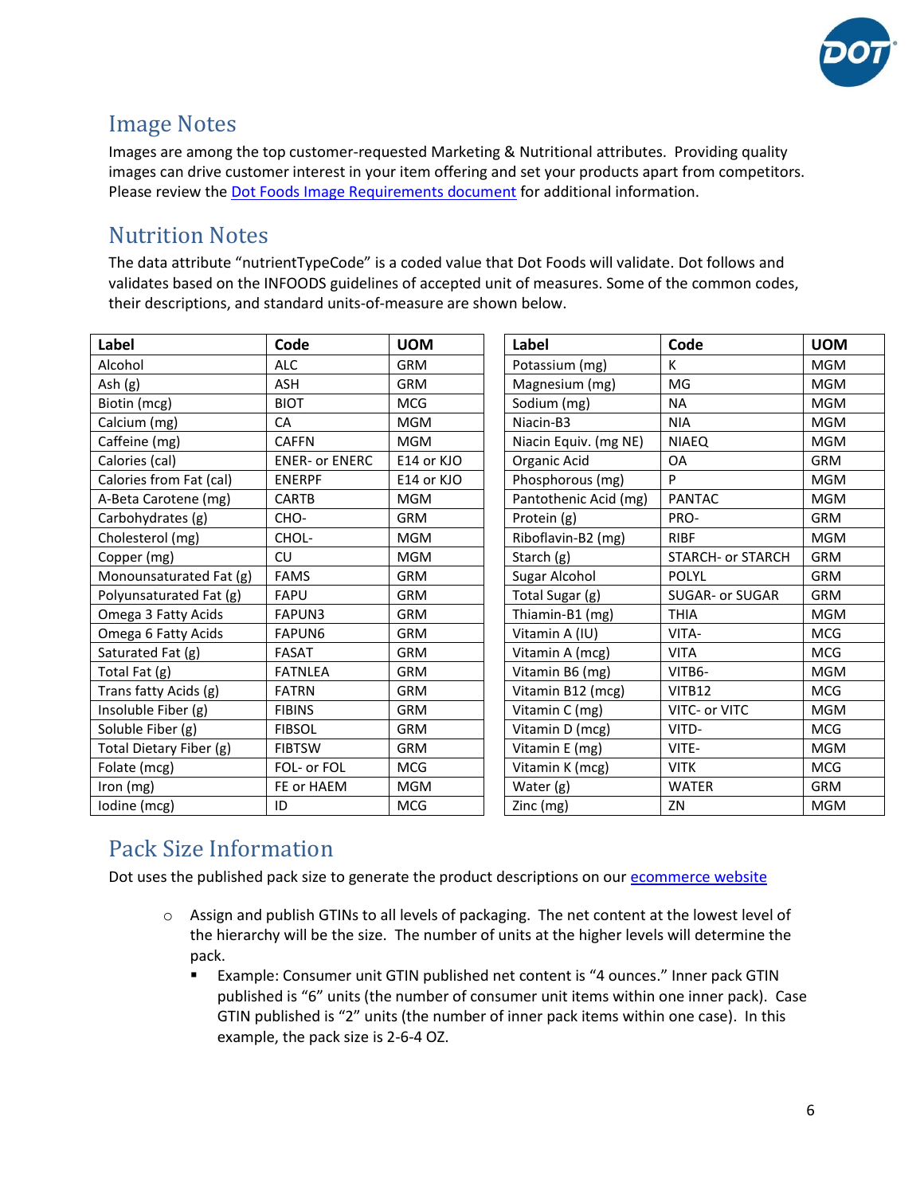## Image Notes

Images are among the top customer-requested Marketing & Nutritional attributes. Providing quality images can drive customer interest in your item offering and set your products apart from competitors. Please review the [Dot Foods Image Requirements document](#) for additional information.

## Nutrition Notes

The data attribute "nutrientTypeCode" is a coded value that Dot Foods will validate. Dot follows and validates based on the INFOODS guidelines of accepted unit of measures. Some of the common codes, their descriptions, and standard units-of-measure are shown below.

| Label | Code | UOM |
|---|---|---|
| Alcohol | ALC | GRM |
| Ash (g) | ASH | GRM |
| Biotin (mcg) | BIOT | MCG |
| Calcium (mg) | CA | MGM |
| Caffeine (mg) | CAFFN | MGM |
| Calories (cal) | ENER- or ENERC | E14 or KJO |
| Calories from Fat (cal) | ENERPF | E14 or KJO |
| A-Beta Carotene (mg) | CARTB | MGM |
| Carbohydrates (g) | CHO- | GRM |
| Cholesterol (mg) | CHOL- | MGM |
| Copper (mg) | CU | MGM |
| Monounsaturated Fat (g) | FAMS | GRM |
| Polyunsaturated Fat (g) | FAPU | GRM |
| Omega 3 Fatty Acids | FAPUN3 | GRM |
| Omega 6 Fatty Acids | FAPUN6 | GRM |
| Saturated Fat (g) | FASAT | GRM |
| Total Fat (g) | FATNLEA | GRM |
| Trans fatty Acids (g) | FATRN | GRM |
| Insoluble Fiber (g) | FIBINS | GRM |
| Soluble Fiber (g) | FIBSOL | GRM |
| Total Dietary Fiber (g) | FIBTSW | GRM |
| Folate (mcg) | FOL- or FOL | MCG |
| Iron (mg) | FE or HAEM | MGM |
| Iodine (mcg) | ID | MCG |

| Label | Code | UOM |
|---|---|---|
| Potassium (mg) | K | MGM |
| Magnesium (mg) | MG | MGM |
| Sodium (mg) | NA | MGM |
| Niacin-B3 | NIA | MGM |
| Niacin Equiv. (mg NE) | NIAEQ | MGM |
| Organic Acid | OA | GRM |
| Phosphorous (mg) | P | MGM |
| Pantothenic Acid (mg) | PANTAC | MGM |
| Protein (g) | PRO- | GRM |
| Riboflavin-B2 (mg) | RIBF | MGM |
| Starch (g) | STARCH- or STARCH | GRM |
| Sugar Alcohol | POLYL | GRM |
| Total Sugar (g) | SUGAR- or SUGAR | GRM |
| Thiamin-B1 (mg) | THIA | MGM |
| Vitamin A (IU) | VITA- | MCG |
| Vitamin A (mcg) | VITA | MCG |
| Vitamin B6 (mg) | VITB6- | MGM |
| Vitamin B12 (mcg) | VITB12 | MCG |
| Vitamin C (mg) | VITC- or VITC | MGM |
| Vitamin D (mcg) | VITD- | MCG |
| Vitamin E (mg) | VITE- | MGM |
| Vitamin K (mcg) | VITK | MCG |
| Water (g) | WATER | GRM |
| Zinc (mg) | ZN | MGM |

## Pack Size Information

Dot uses the published pack size to generate the product descriptions on our [ecommerce website](#)

- Assign and publish GTINs to all levels of packaging. The net content at the lowest level of the hierarchy will be the size. The number of units at the higher levels will determine the pack.
  - Example: Consumer unit GTIN published net content is "4 ounces." Inner pack GTIN published is "6" units (the number of consumer unit items within one inner pack). Case GTIN published is "2" units (the number of inner pack items within one case). In this example, the pack size is 2-6-4 OZ.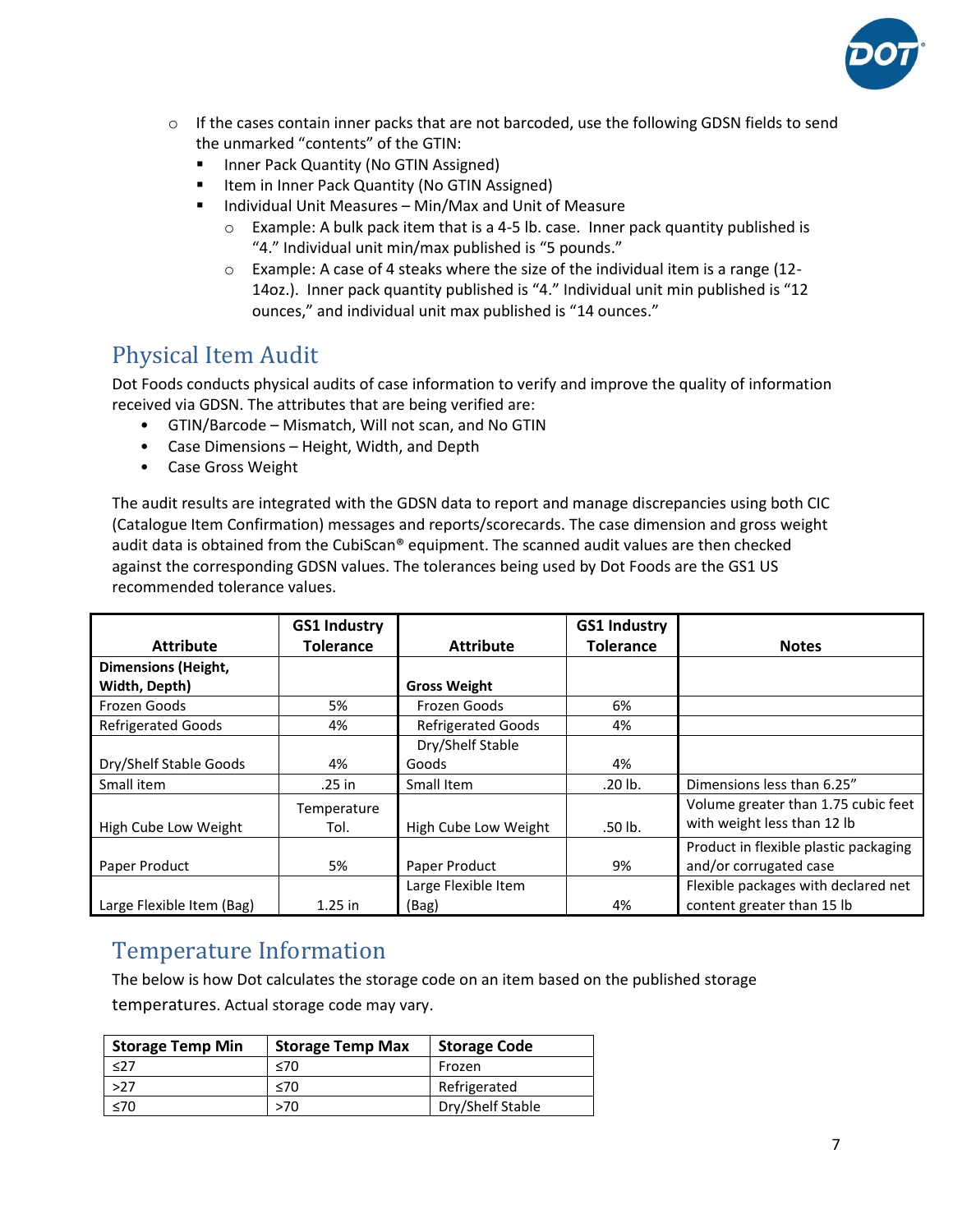- If the cases contain inner packs that are not barcoded, use the following GDSN fields to send the unmarked "contents" of the GTIN:
  - Inner Pack Quantity (No GTIN Assigned)
  - Item in Inner Pack Quantity (No GTIN Assigned)
  - Individual Unit Measures – Min/Max and Unit of Measure
    - Example: A bulk pack item that is a 4-5 lb. case. Inner pack quantity published is "4." Individual unit min/max published is "5 pounds."
    - Example: A case of 4 steaks where the size of the individual item is a range (12-14oz.). Inner pack quantity published is "4." Individual unit min published is "12 ounces," and individual unit max published is "14 ounces."

## Physical Item Audit

Dot Foods conducts physical audits of case information to verify and improve the quality of information received via GDSN. The attributes that are being verified are:

- GTIN/Barcode – Mismatch, Will not scan, and No GTIN
- Case Dimensions – Height, Width, and Depth
- Case Gross Weight

The audit results are integrated with the GDSN data to report and manage discrepancies using both CIC (Catalogue Item Confirmation) messages and reports/scorecards. The case dimension and gross weight audit data is obtained from the CubiScan® equipment. The scanned audit values are then checked against the corresponding GDSN values. The tolerances being used by Dot Foods are the GS1 US recommended tolerance values.

| Attribute | GS1 Industry Tolerance | Attribute | GS1 Industry Tolerance | Notes |
|---|---|---|---|---|
| **Dimensions (Height, Width, Depth)** | | **Gross Weight** | | |
| Frozen Goods | 5% | Frozen Goods | 6% | |
| Refrigerated Goods | 4% | Refrigerated Goods | 4% | |
| Dry/Shelf Stable Goods | 4% | Dry/Shelf Stable Goods | 4% | |
| Small item | .25 in | Small Item | .20 lb. | Dimensions less than 6.25" |
| High Cube Low Weight | Temperature Tol. | High Cube Low Weight | .50 lb. | Volume greater than 1.75 cubic feet with weight less than 12 lb |
| Paper Product | 5% | Paper Product | 9% | Product in flexible plastic packaging and/or corrugated case |
| Large Flexible Item (Bag) | 1.25 in | Large Flexible Item (Bag) | 4% | Flexible packages with declared net content greater than 15 lb |

## Temperature Information

The below is how Dot calculates the storage code on an item based on the published storage temperatures. Actual storage code may vary.

| Storage Temp Min | Storage Temp Max | Storage Code |
|---|---|---|
| ≤27 | ≤70 | Frozen |
| >27 | ≤70 | Refrigerated |
| ≤70 | >70 | Dry/Shelf Stable |